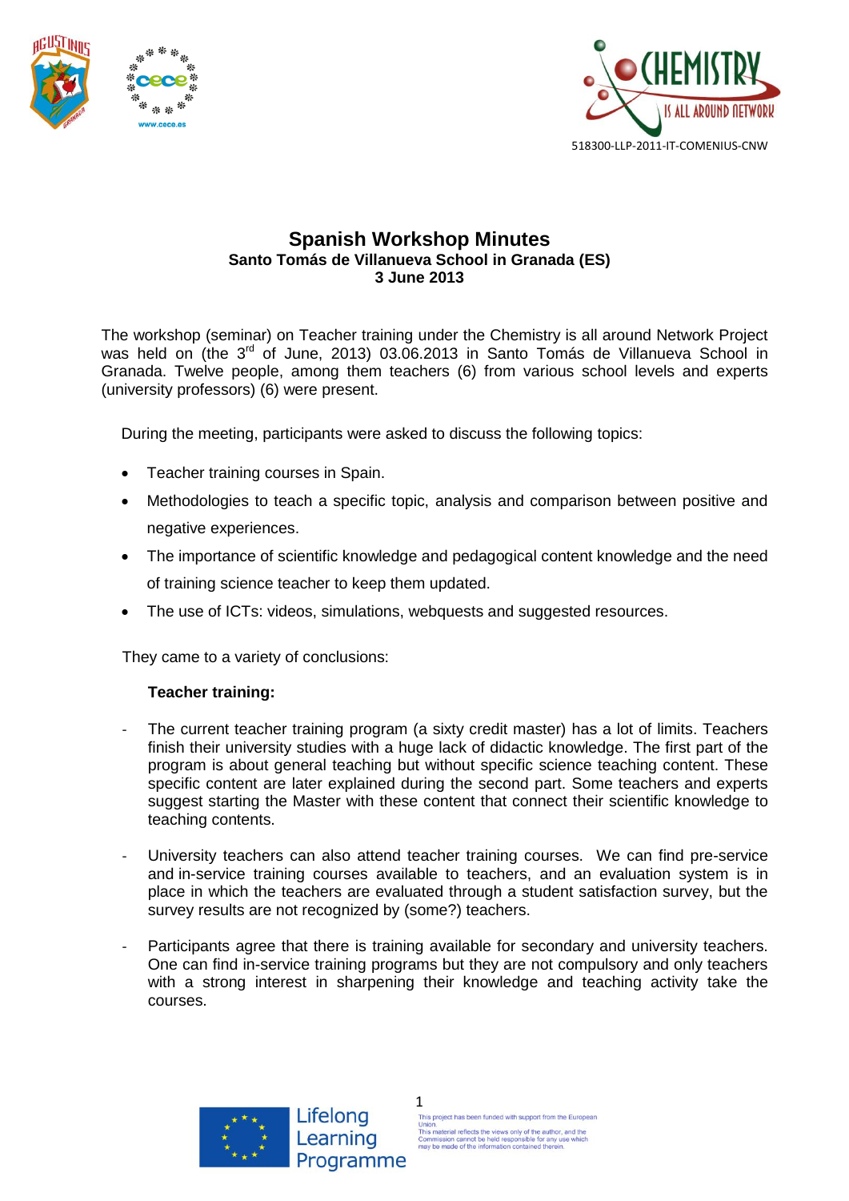518300-LLP-2011-IT-COMENIUS-CNW

# Spanish Workshop Minutes

**Santo Tomás de Villanueva School in Granada (ES)**
**3 June 2013**

The workshop (seminar) on Teacher training under the Chemistry is all around Network Project was held on (the 3rd of June, 2013) 03.06.2013 in Santo Tomás de Villanueva School in Granada. Twelve people, among them teachers (6) from various school levels and experts (university professors) (6) were present.

During the meeting, participants were asked to discuss the following topics:

- Teacher training courses in Spain.
- Methodologies to teach a specific topic, analysis and comparison between positive and negative experiences.
- The importance of scientific knowledge and pedagogical content knowledge and the need of training science teacher to keep them updated.
- The use of ICTs: videos, simulations, webquests and suggested resources.

They came to a variety of conclusions:

**Teacher training:**

- The current teacher training program (a sixty credit master) has a lot of limits. Teachers finish their university studies with a huge lack of didactic knowledge. The first part of the program is about general teaching but without specific science teaching content. These specific content are later explained during the second part. Some teachers and experts suggest starting the Master with these content that connect their scientific knowledge to teaching contents.
- University teachers can also attend teacher training courses. We can find pre-service and in-service training courses available to teachers, and an evaluation system is in place in which the teachers are evaluated through a student satisfaction survey, but the survey results are not recognized by (some?) teachers.
- Participants agree that there is training available for secondary and university teachers. One can find in-service training programs but they are not compulsory and only teachers with a strong interest in sharpening their knowledge and teaching activity take the courses.

Lifelong Learning Programme

This project has been funded with support from the European Union. This material reflects the views only of the author, and the Commission cannot be held responsible for any use which may be made of the information contained therein.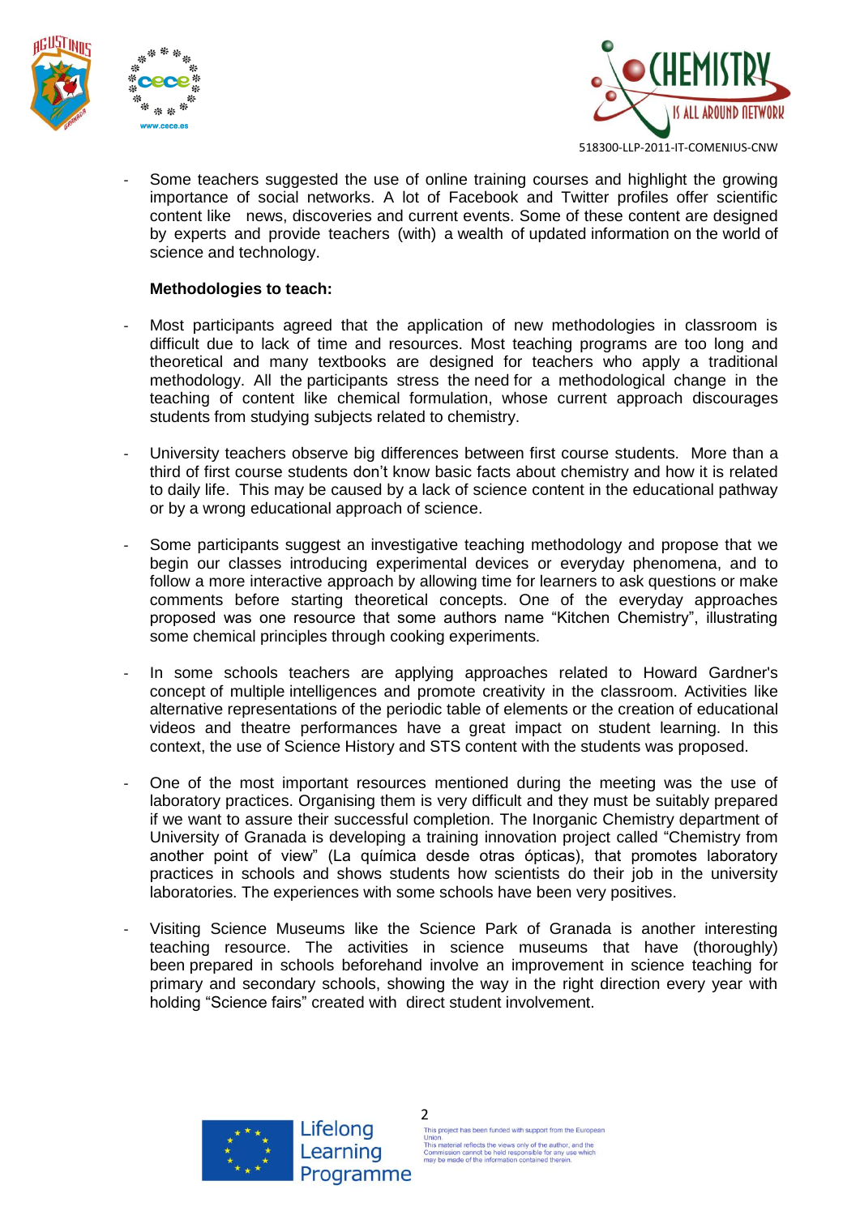- Some teachers suggested the use of online training courses and highlight the growing importance of social networks. A lot of Facebook and Twitter profiles offer scientific content like news, discoveries and current events. Some of these content are designed by experts and provide teachers (with) a wealth of updated information on the world of science and technology.

**Methodologies to teach:**

- Most participants agreed that the application of new methodologies in classroom is difficult due to lack of time and resources. Most teaching programs are too long and theoretical and many textbooks are designed for teachers who apply a traditional methodology. All the participants stress the need for a methodological change in the teaching of content like chemical formulation, whose current approach discourages students from studying subjects related to chemistry.

- University teachers observe big differences between first course students. More than a third of first course students don't know basic facts about chemistry and how it is related to daily life. This may be caused by a lack of science content in the educational pathway or by a wrong educational approach of science.

- Some participants suggest an investigative teaching methodology and propose that we begin our classes introducing experimental devices or everyday phenomena, and to follow a more interactive approach by allowing time for learners to ask questions or make comments before starting theoretical concepts. One of the everyday approaches proposed was one resource that some authors name "Kitchen Chemistry", illustrating some chemical principles through cooking experiments.

- In some schools teachers are applying approaches related to Howard Gardner's concept of multiple intelligences and promote creativity in the classroom. Activities like alternative representations of the periodic table of elements or the creation of educational videos and theatre performances have a great impact on student learning. In this context, the use of Science History and STS content with the students was proposed.

- One of the most important resources mentioned during the meeting was the use of laboratory practices. Organising them is very difficult and they must be suitably prepared if we want to assure their successful completion. The Inorganic Chemistry department of University of Granada is developing a training innovation project called "Chemistry from another point of view" (La química desde otras ópticas), that promotes laboratory practices in schools and shows students how scientists do their job in the university laboratories. The experiences with some schools have been very positives.

- Visiting Science Museums like the Science Park of Granada is another interesting teaching resource. The activities in science museums that have (thoroughly) been prepared in schools beforehand involve an improvement in science teaching for primary and secondary schools, showing the way in the right direction every year with holding "Science fairs" created with direct student involvement.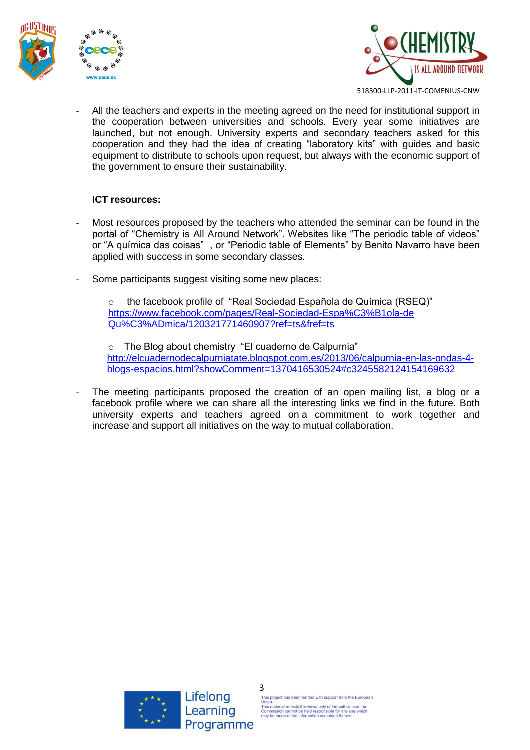- All the teachers and experts in the meeting agreed on the need for institutional support in the cooperation between universities and schools. Every year some initiatives are launched, but not enough. University experts and secondary teachers asked for this cooperation and they had the idea of creating "laboratory kits" with guides and basic equipment to distribute to schools upon request, but always with the economic support of the government to ensure their sustainability.

**ICT resources:**

- Most resources proposed by the teachers who attended the seminar can be found in the portal of "Chemistry is All Around Network". Websites like "The periodic table of videos" or "A química das coisas" , or "Periodic table of Elements" by Benito Navarro have been applied with success in some secondary classes.

- Some participants suggest visiting some new places:

  - the facebook profile of "Real Sociedad Española de Química (RSEQ)" https://www.facebook.com/pages/Real-Sociedad-Espa%C3%B1ola-de Qu%C3%ADmica/120321771460907?ref=ts&fref=ts

  - The Blog about chemistry "El cuaderno de Calpurnia" http://elcuadernodecalpurniatate.blogspot.com.es/2013/06/calpurnia-en-las-ondas-4-blogs-espacios.html?showComment=1370416530524#c3245582124154169632

- The meeting participants proposed the creation of an open mailing list, a blog or a facebook profile where we can share all the interesting links we find in the future. Both university experts and teachers agreed on a commitment to work together and increase and support all initiatives on the way to mutual collaboration.